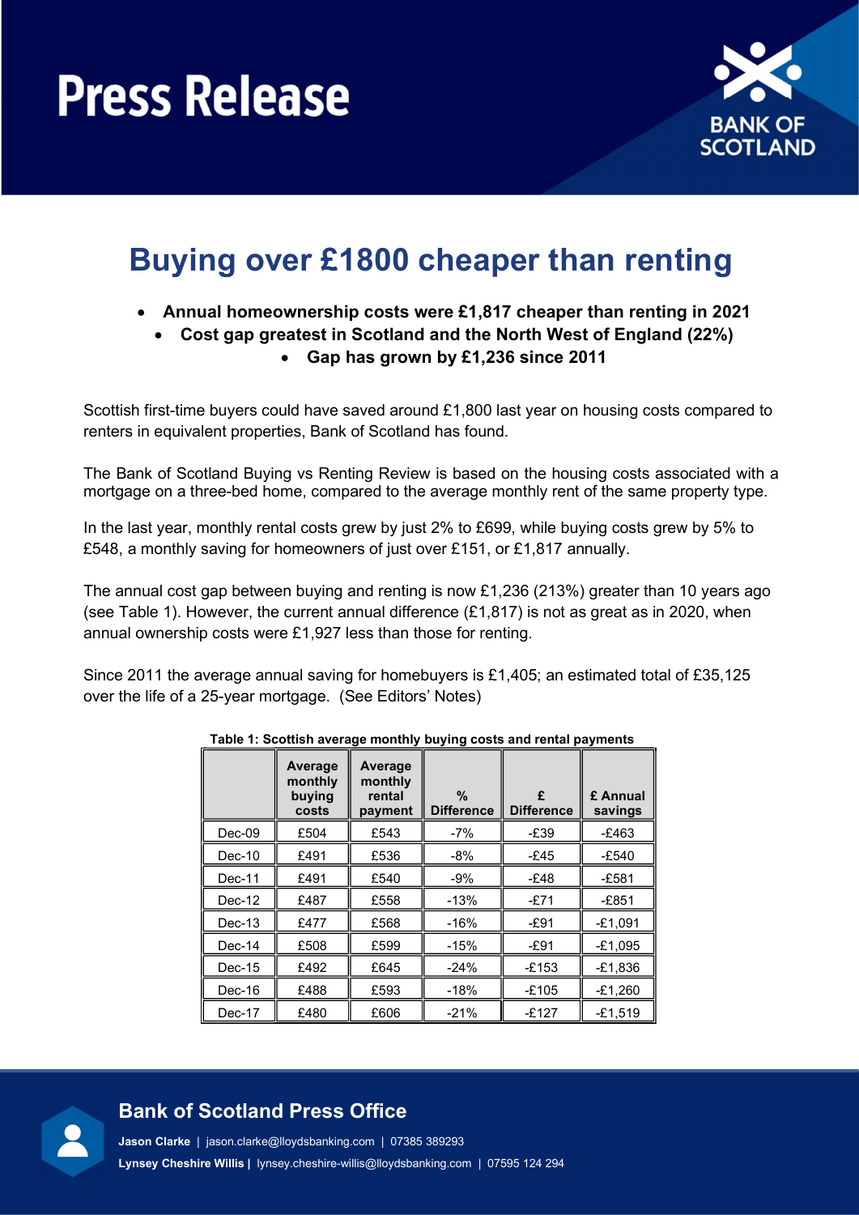# Press Release

## Buying over £1800 cheaper than renting

- **Annual homeownership costs were £1,817 cheaper than renting in 2021**
- **Cost gap greatest in Scotland and the North West of England (22%)**
- **Gap has grown by £1,236 since 2011**

Scottish first-time buyers could have saved around £1,800 last year on housing costs compared to renters in equivalent properties, Bank of Scotland has found.

The Bank of Scotland Buying vs Renting Review is based on the housing costs associated with a mortgage on a three-bed home, compared to the average monthly rent of the same property type.

In the last year, monthly rental costs grew by just 2% to £699, while buying costs grew by 5% to £548, a monthly saving for homeowners of just over £151, or £1,817 annually.

The annual cost gap between buying and renting is now £1,236 (213%) greater than 10 years ago (see Table 1). However, the current annual difference (£1,817) is not as great as in 2020, when annual ownership costs were £1,927 less than those for renting.

Since 2011 the average annual saving for homebuyers is £1,405; an estimated total of £35,125 over the life of a 25-year mortgage. (See Editors' Notes)

**Table 1: Scottish average monthly buying costs and rental payments**

| | Average monthly buying costs | Average monthly rental payment | % Difference | £ Difference | £ Annual savings |
|---|---|---|---|---|---|
| Dec-09 | £504 | £543 | -7% | -£39 | -£463 |
| Dec-10 | £491 | £536 | -8% | -£45 | -£540 |
| Dec-11 | £491 | £540 | -9% | -£48 | -£581 |
| Dec-12 | £487 | £558 | -13% | -£71 | -£851 |
| Dec-13 | £477 | £568 | -16% | -£91 | -£1,091 |
| Dec-14 | £508 | £599 | -15% | -£91 | -£1,095 |
| Dec-15 | £492 | £645 | -24% | -£153 | -£1,836 |
| Dec-16 | £488 | £593 | -18% | -£105 | -£1,260 |
| Dec-17 | £480 | £606 | -21% | -£127 | -£1,519 |

**Bank of Scotland Press Office**

**Jason Clarke** | jason.clarke@lloydsbanking.com | 07385 389293

**Lynsey Cheshire Willis** | lynsey.cheshire-willis@lloydsbanking.com | 07595 124 294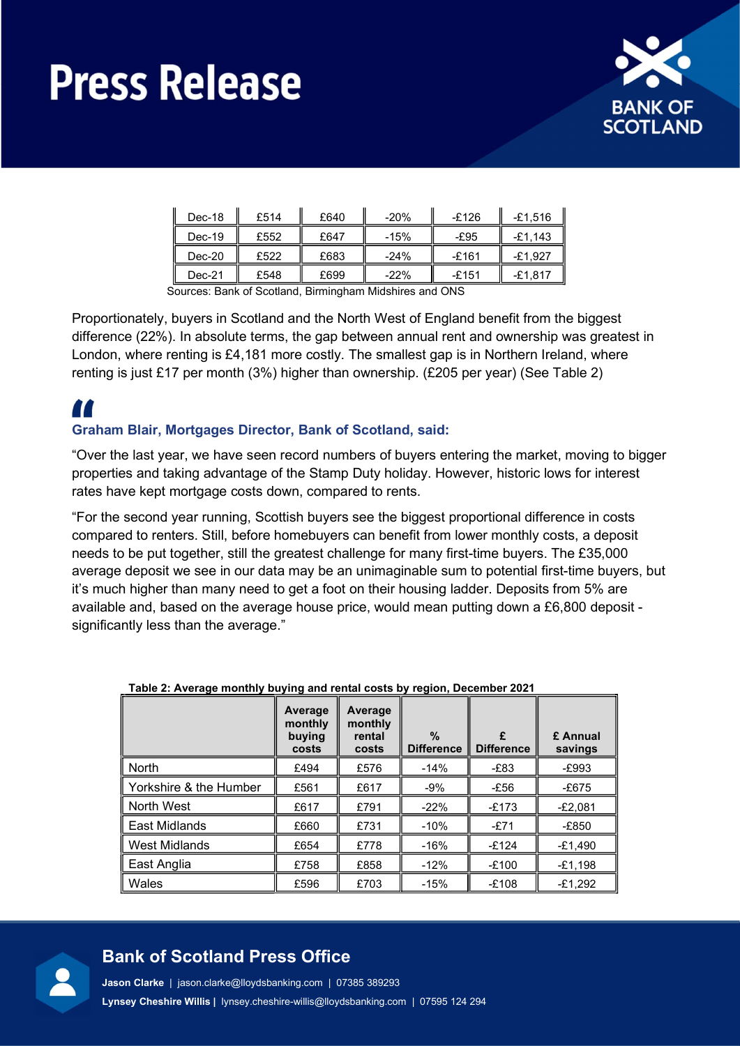| | | | | | |
|---|---|---|---|---|---|
| Dec-18 | £514 | £640 | -20% | -£126 | -£1,516 |
| Dec-19 | £552 | £647 | -15% | -£95 | -£1,143 |
| Dec-20 | £522 | £683 | -24% | -£161 | -£1,927 |
| Dec-21 | £548 | £699 | -22% | -£151 | -£1,817 |

Sources: Bank of Scotland, Birmingham Midshires and ONS

Proportionately, buyers in Scotland and the North West of England benefit from the biggest difference (22%). In absolute terms, the gap between annual rent and ownership was greatest in London, where renting is £4,181 more costly. The smallest gap is in Northern Ireland, where renting is just £17 per month (3%) higher than ownership. (£205 per year) (See Table 2)

**Graham Blair, Mortgages Director, Bank of Scotland, said:**

"Over the last year, we have seen record numbers of buyers entering the market, moving to bigger properties and taking advantage of the Stamp Duty holiday. However, historic lows for interest rates have kept mortgage costs down, compared to rents.

"For the second year running, Scottish buyers see the biggest proportional difference in costs compared to renters. Still, before homebuyers can benefit from lower monthly costs, a deposit needs to be put together, still the greatest challenge for many first-time buyers. The £35,000 average deposit we see in our data may be an unimaginable sum to potential first-time buyers, but it's much higher than many need to get a foot on their housing ladder. Deposits from 5% are available and, based on the average house price, would mean putting down a £6,800 deposit - significantly less than the average."

**Table 2: Average monthly buying and rental costs by region, December 2021**

| | Average monthly buying costs | Average monthly rental costs | % Difference | £ Difference | £ Annual savings |
|---|---|---|---|---|---|
| North | £494 | £576 | -14% | -£83 | -£993 |
| Yorkshire & the Humber | £561 | £617 | -9% | -£56 | -£675 |
| North West | £617 | £791 | -22% | -£173 | -£2,081 |
| East Midlands | £660 | £731 | -10% | -£71 | -£850 |
| West Midlands | £654 | £778 | -16% | -£124 | -£1,490 |
| East Anglia | £758 | £858 | -12% | -£100 | -£1,198 |
| Wales | £596 | £703 | -15% | -£108 | -£1,292 |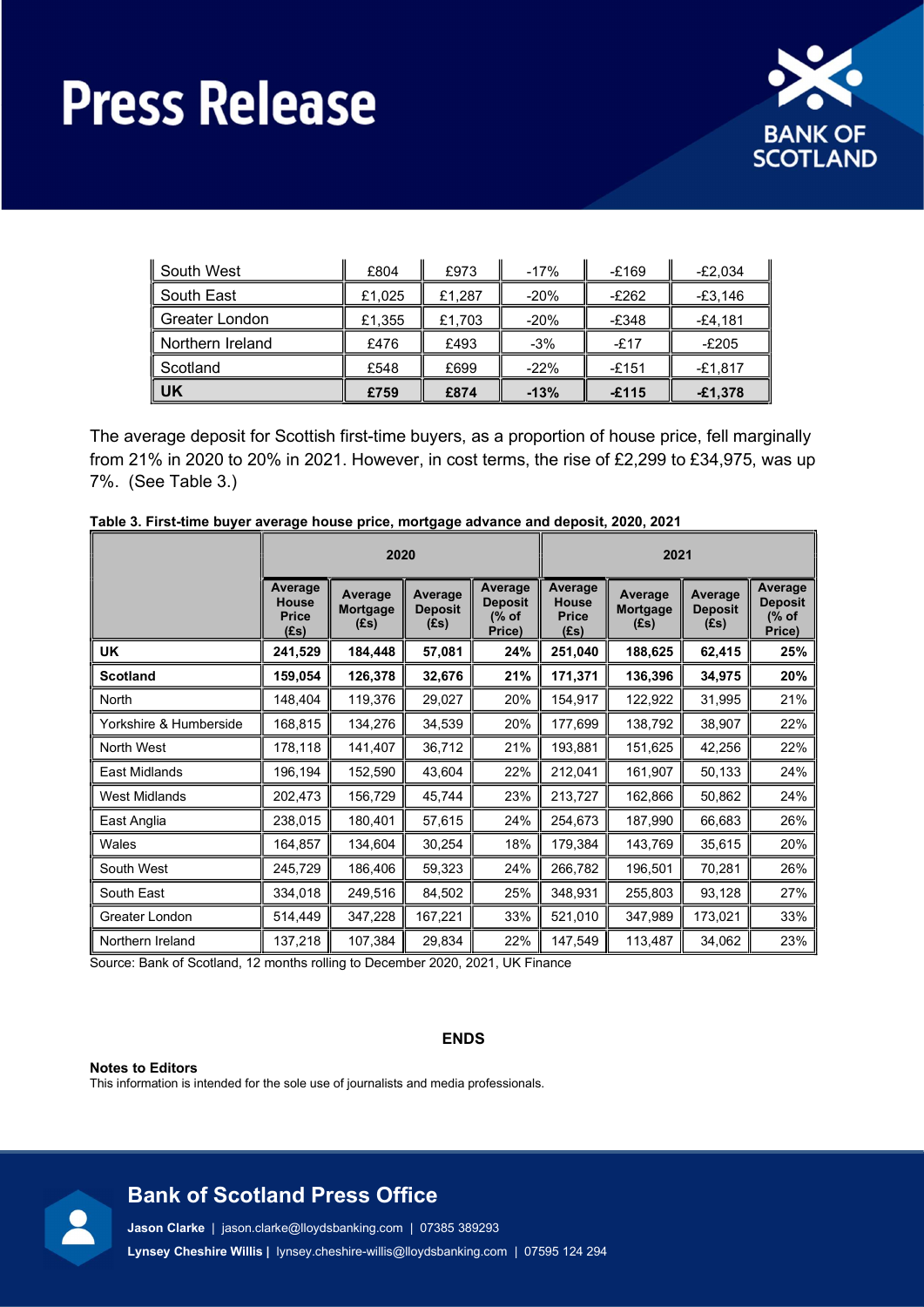| South West | £804 | £973 | -17% | -£169 | -£2,034 |
|---|---|---|---|---|---|
| South East | £1,025 | £1,287 | -20% | -£262 | -£3,146 |
| Greater London | £1,355 | £1,703 | -20% | -£348 | -£4,181 |
| Northern Ireland | £476 | £493 | -3% | -£17 | -£205 |
| Scotland | £548 | £699 | -22% | -£151 | -£1,817 |
| **UK** | **£759** | **£874** | **-13%** | **-£115** | **-£1,378** |

The average deposit for Scottish first-time buyers, as a proportion of house price, fell marginally from 21% in 2020 to 20% in 2021. However, in cost terms, the rise of £2,299 to £34,975, was up 7%. (See Table 3.)

**Table 3. First-time buyer average house price, mortgage advance and deposit, 2020, 2021**

| | 2020 | | | | 2021 | | | |
|---|---|---|---|---|---|---|---|---|
| | Average House Price (£s) | Average Mortgage (£s) | Average Deposit (£s) | Average Deposit (% of Price) | Average House Price (£s) | Average Mortgage (£s) | Average Deposit (£s) | Average Deposit (% of Price) |
| **UK** | **241,529** | **184,448** | **57,081** | **24%** | **251,040** | **188,625** | **62,415** | **25%** |
| **Scotland** | **159,054** | **126,378** | **32,676** | **21%** | **171,371** | **136,396** | **34,975** | **20%** |
| North | 148,404 | 119,376 | 29,027 | 20% | 154,917 | 122,922 | 31,995 | 21% |
| Yorkshire & Humberside | 168,815 | 134,276 | 34,539 | 20% | 177,699 | 138,792 | 38,907 | 22% |
| North West | 178,118 | 141,407 | 36,712 | 21% | 193,881 | 151,625 | 42,256 | 22% |
| East Midlands | 196,194 | 152,590 | 43,604 | 22% | 212,041 | 161,907 | 50,133 | 24% |
| West Midlands | 202,473 | 156,729 | 45,744 | 23% | 213,727 | 162,866 | 50,862 | 24% |
| East Anglia | 238,015 | 180,401 | 57,615 | 24% | 254,673 | 187,990 | 66,683 | 26% |
| Wales | 164,857 | 134,604 | 30,254 | 18% | 179,384 | 143,769 | 35,615 | 20% |
| South West | 245,729 | 186,406 | 59,323 | 24% | 266,782 | 196,501 | 70,281 | 26% |
| South East | 334,018 | 249,516 | 84,502 | 25% | 348,931 | 255,803 | 93,128 | 27% |
| Greater London | 514,449 | 347,228 | 167,221 | 33% | 521,010 | 347,989 | 173,021 | 33% |
| Northern Ireland | 137,218 | 107,384 | 29,834 | 22% | 147,549 | 113,487 | 34,062 | 23% |

Source: Bank of Scotland, 12 months rolling to December 2020, 2021, UK Finance

**ENDS**

**Notes to Editors**

This information is intended for the sole use of journalists and media professionals.

## Bank of Scotland Press Office

**Jason Clarke** | jason.clarke@lloydsbanking.com | 07385 389293

**Lynsey Cheshire Willis** | lynsey.cheshire-willis@lloydsbanking.com | 07595 124 294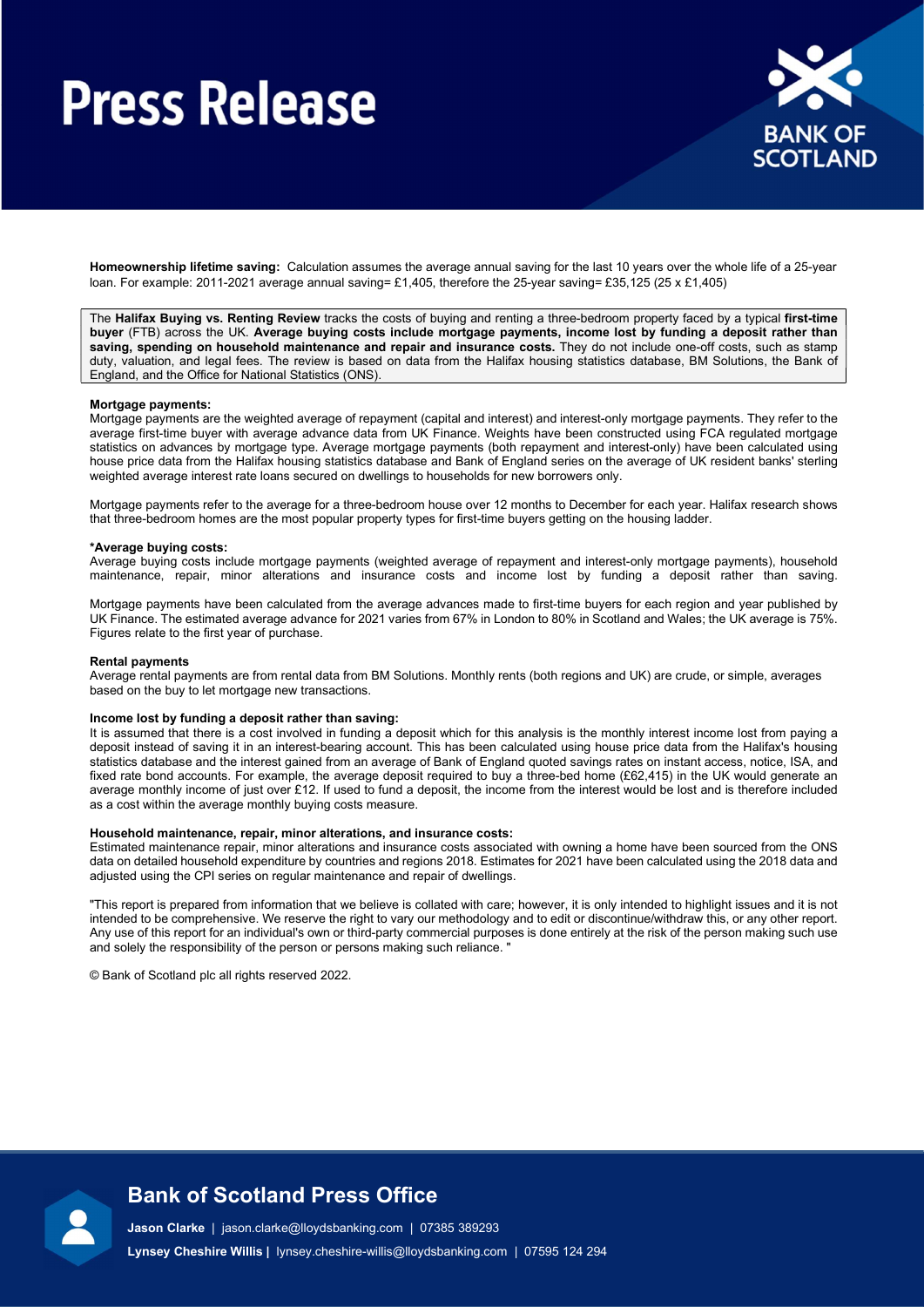# Press Release

**Homeownership lifetime saving:** Calculation assumes the average annual saving for the last 10 years over the whole life of a 25-year loan. For example: 2011-2021 average annual saving= £1,405, therefore the 25-year saving= £35,125 (25 x £1,405)

The **Halifax Buying vs. Renting Review** tracks the costs of buying and renting a three-bedroom property faced by a typical **first-time buyer** (FTB) across the UK. **Average buying costs include mortgage payments, income lost by funding a deposit rather than saving, spending on household maintenance and repair and insurance costs.** They do not include one-off costs, such as stamp duty, valuation, and legal fees. The review is based on data from the Halifax housing statistics database, BM Solutions, the Bank of England, and the Office for National Statistics (ONS).

**Mortgage payments:**
Mortgage payments are the weighted average of repayment (capital and interest) and interest-only mortgage payments. They refer to the average first-time buyer with average advance data from UK Finance. Weights have been constructed using FCA regulated mortgage statistics on advances by mortgage type. Average mortgage payments (both repayment and interest-only) have been calculated using house price data from the Halifax housing statistics database and Bank of England series on the average of UK resident banks' sterling weighted average interest rate loans secured on dwellings to households for new borrowers only.

Mortgage payments refer to the average for a three-bedroom house over 12 months to December for each year. Halifax research shows that three-bedroom homes are the most popular property types for first-time buyers getting on the housing ladder.

**\*Average buying costs:**
Average buying costs include mortgage payments (weighted average of repayment and interest-only mortgage payments), household maintenance, repair, minor alterations and insurance costs and income lost by funding a deposit rather than saving.

Mortgage payments have been calculated from the average advances made to first-time buyers for each region and year published by UK Finance. The estimated average advance for 2021 varies from 67% in London to 80% in Scotland and Wales; the UK average is 75%. Figures relate to the first year of purchase.

**Rental payments**
Average rental payments are from rental data from BM Solutions. Monthly rents (both regions and UK) are crude, or simple, averages based on the buy to let mortgage new transactions.

**Income lost by funding a deposit rather than saving:**
It is assumed that there is a cost involved in funding a deposit which for this analysis is the monthly interest income lost from paying a deposit instead of saving it in an interest-bearing account. This has been calculated using house price data from the Halifax's housing statistics database and the interest gained from an average of Bank of England quoted savings rates on instant access, notice, ISA, and fixed rate bond accounts. For example, the average deposit required to buy a three-bed home (£62,415) in the UK would generate an average monthly income of just over £12. If used to fund a deposit, the income from the interest would be lost and is therefore included as a cost within the average monthly buying costs measure.

**Household maintenance, repair, minor alterations, and insurance costs:**
Estimated maintenance repair, minor alterations and insurance costs associated with owning a home have been sourced from the ONS data on detailed household expenditure by countries and regions 2018. Estimates for 2021 have been calculated using the 2018 data and adjusted using the CPI series on regular maintenance and repair of dwellings.

"This report is prepared from information that we believe is collated with care; however, it is only intended to highlight issues and it is not intended to be comprehensive. We reserve the right to vary our methodology and to edit or discontinue/withdraw this, or any other report. Any use of this report for an individual's own or third-party commercial purposes is done entirely at the risk of the person making such use and solely the responsibility of the person or persons making such reliance. "

© Bank of Scotland plc all rights reserved 2022.

## Bank of Scotland Press Office

**Jason Clarke** | jason.clarke@lloydsbanking.com | 07385 389293

**Lynsey Cheshire Willis** | lynsey.cheshire-willis@lloydsbanking.com | 07595 124 294